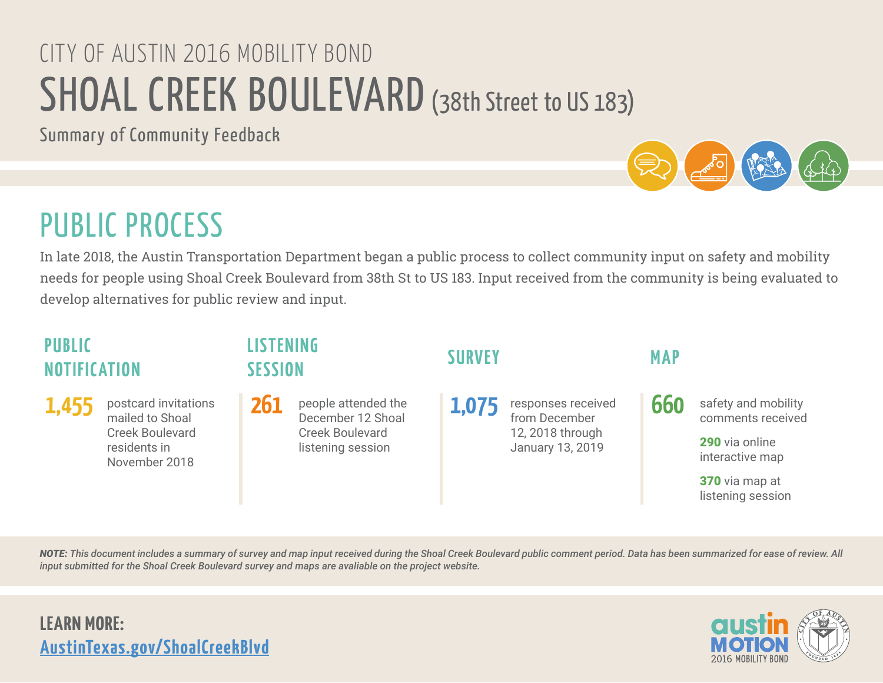CITY OF AUSTIN 2016 MOBILITY BOND

# SHOAL CREEK BOULEVARD (38th Street to US 183)

Summary of Community Feedback

## PUBLIC PROCESS

In late 2018, the Austin Transportation Department began a public process to collect community input on safety and mobility needs for people using Shoal Creek Boulevard from 38th St to US 183. Input received from the community is being evaluated to develop alternatives for public review and input.

### PUBLIC NOTIFICATION

**1,455** postcard invitations mailed to Shoal Creek Boulevard residents in November 2018

### LISTENING SESSION

**261** people attended the December 12 Shoal Creek Boulevard listening session

### SURVEY

**1,075** responses received from December 12, 2018 through January 13, 2019

### MAP

**660** safety and mobility comments received

**290** via online interactive map

**370** via map at listening session

***NOTE:** This document includes a summary of survey and map input received during the Shoal Creek Boulevard public comment period. Data has been summarized for ease of review. All input submitted for the Shoal Creek Boulevard survey and maps are avaliable on the project website.*

**LEARN MORE:**
AustinTexas.gov/ShoalCreekBlvd

austin MOTION
2016 MOBILITY BOND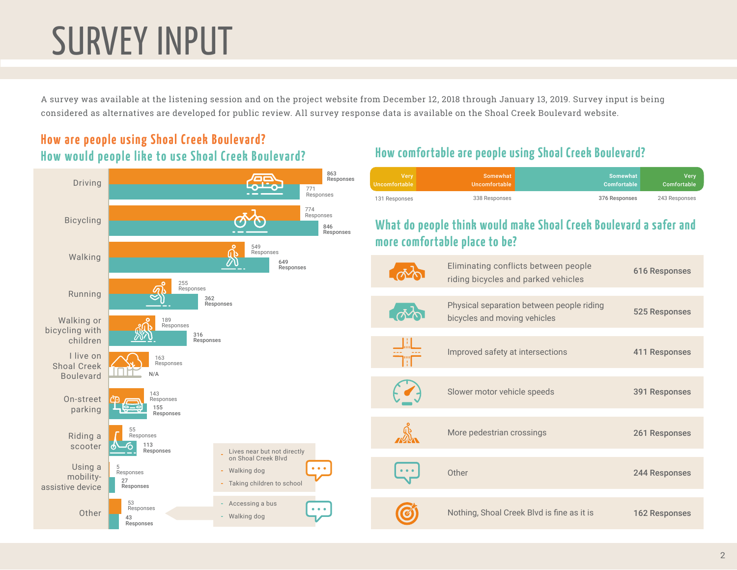# SURVEY INPUT

A survey was available at the listening session and on the project website from December 12, 2018 through January 13, 2019. Survey input is being considered as alternatives are developed for public review. All survey response data is available on the Shoal Creek Boulevard website.

## How are people using Shoal Creek Boulevard?
## How would people like to use Shoal Creek Boulevard?

| Use | How are people using (Responses) | How would people like to use (Responses) |
|---|---|---|
| Driving | 863 | 771 |
| Bicycling | 774 | 846 |
| Walking | 549 | 649 |
| Running | 255 | 362 |
| Walking or bicycling with children | 189 | 316 |
| I live on Shoal Creek Boulevard | 163 | N/A |
| On-street parking | 143 | 155 |
| Riding a scooter | 55 | 113 |
| Using a mobility-assistive device | 5 | 27 |
| Other | 53 | 43 |

Other (how people are using):
- Lives near but not directly on Shoal Creek Blvd
- Walking dog
- Taking children to school

Other (how people would like to use):
- Accessing a bus
- Walking dog

## How comfortable are people using Shoal Creek Boulevard?

| Very Uncomfortable | Somewhat Uncomfortable | Somewhat Comfortable | Very Comfortable |
|---|---|---|---|
| 131 Responses | 338 Responses | 376 Responses | 243 Responses |

## What do people think would make Shoal Creek Boulevard a safer and more comfortable place to be?

| Option | Responses |
|---|---|
| Eliminating conflicts between people riding bicycles and parked vehicles | 616 Responses |
| Physical separation between people riding bicycles and moving vehicles | 525 Responses |
| Improved safety at intersections | 411 Responses |
| Slower motor vehicle speeds | 391 Responses |
| More pedestrian crossings | 261 Responses |
| Other | 244 Responses |
| Nothing, Shoal Creek Blvd is fine as it is | 162 Responses |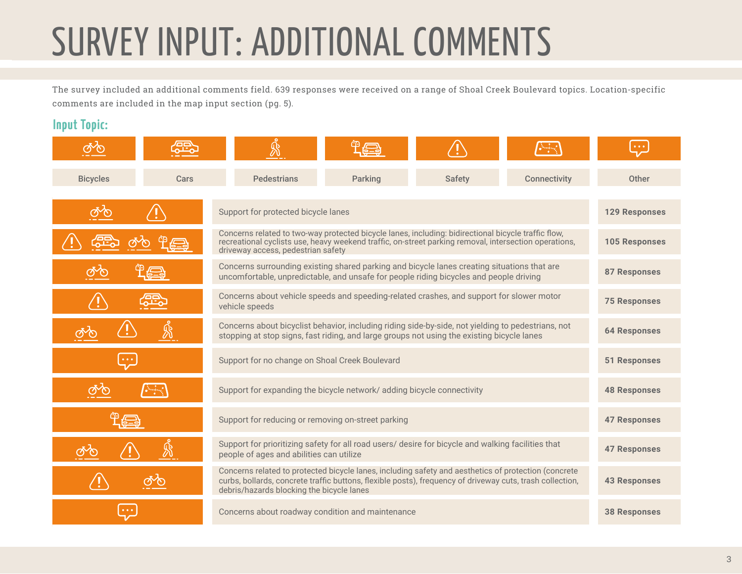# SURVEY INPUT: ADDITIONAL COMMENTS

The survey included an additional comments field. 639 responses were received on a range of Shoal Creek Boulevard topics. Location-specific comments are included in the map input section (pg. 5).

## Input Topic:

Bicycles | Cars | Pedestrians | Parking | Safety | Connectivity | Other

| Input Topic | Comment | Responses |
|---|---|---|
| Bicycles, Safety | Support for protected bicycle lanes | 129 Responses |
| Safety, Cars, Bicycles, Parking | Concerns related to two-way protected bicycle lanes, including: bidirectional bicycle traffic flow, recreational cyclists use, heavy weekend traffic, on-street parking removal, intersection operations, driveway access, pedestrian safety | 105 Responses |
| Bicycles, Parking | Concerns surrounding existing shared parking and bicycle lanes creating situations that are uncomfortable, unpredictable, and unsafe for people riding bicycles and people driving | 87 Responses |
| Safety, Cars | Concerns about vehicle speeds and speeding-related crashes, and support for slower motor vehicle speeds | 75 Responses |
| Bicycles, Safety, Pedestrians | Concerns about bicyclist behavior, including riding side-by-side, not yielding to pedestrians, not stopping at stop signs, fast riding, and large groups not using the existing bicycle lanes | 64 Responses |
| Other | Support for no change on Shoal Creek Boulevard | 51 Responses |
| Bicycles, Connectivity | Support for expanding the bicycle network/ adding bicycle connectivity | 48 Responses |
| Parking | Support for reducing or removing on-street parking | 47 Responses |
| Bicycles, Safety, Pedestrians | Support for prioritizing safety for all road users/ desire for bicycle and walking facilities that people of ages and abilities can utilize | 47 Responses |
| Safety, Bicycles | Concerns related to protected bicycle lanes, including safety and aesthetics of protection (concrete curbs, bollards, concrete traffic buttons, flexible posts), frequency of driveway cuts, trash collection, debris/hazards blocking the bicycle lanes | 43 Responses |
| Other | Concerns about roadway condition and maintenance | 38 Responses |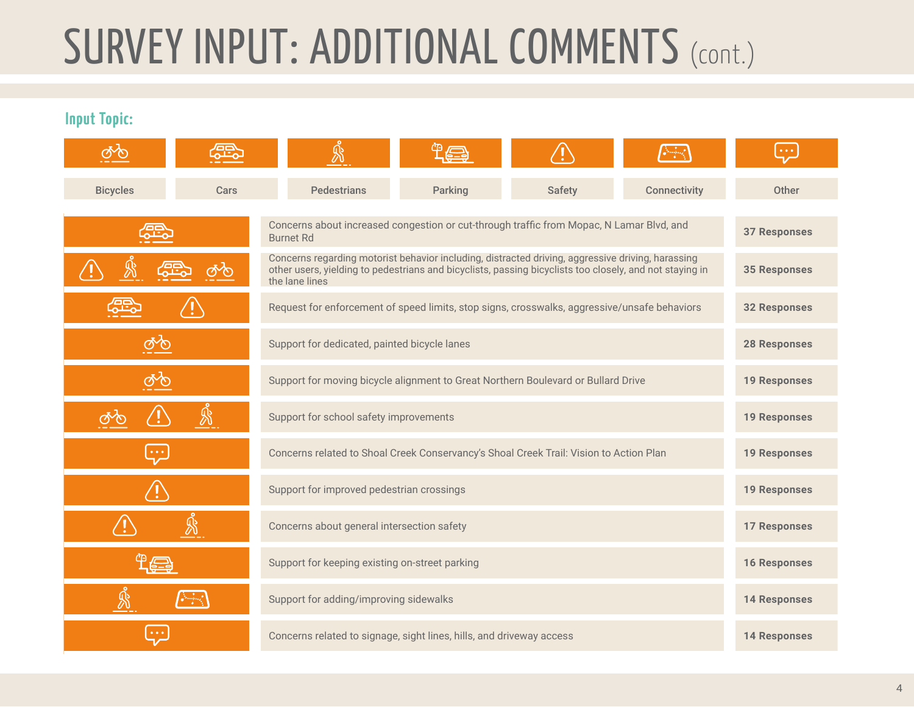# SURVEY INPUT: ADDITIONAL COMMENTS (cont.)

**Input Topic:**

Bicycles | Cars | Pedestrians | Parking | Safety | Connectivity | Other

| Input Topic | Comment | Responses |
|---|---|---|
| Cars | Concerns about increased congestion or cut-through traffic from Mopac, N Lamar Blvd, and Burnet Rd | 37 Responses |
| Safety, Pedestrians, Cars, Bicycles | Concerns regarding motorist behavior including, distracted driving, aggressive driving, harassing other users, yielding to pedestrians and bicyclists, passing bicyclists too closely, and not staying in the lane lines | 35 Responses |
| Cars, Safety | Request for enforcement of speed limits, stop signs, crosswalks, aggressive/unsafe behaviors | 32 Responses |
| Bicycles | Support for dedicated, painted bicycle lanes | 28 Responses |
| Bicycles | Support for moving bicycle alignment to Great Northern Boulevard or Bullard Drive | 19 Responses |
| Bicycles, Safety, Pedestrians | Support for school safety improvements | 19 Responses |
| Other | Concerns related to Shoal Creek Conservancy's Shoal Creek Trail: Vision to Action Plan | 19 Responses |
| Safety | Support for improved pedestrian crossings | 19 Responses |
| Safety, Pedestrians | Concerns about general intersection safety | 17 Responses |
| Parking | Support for keeping existing on-street parking | 16 Responses |
| Pedestrians, Connectivity | Support for adding/improving sidewalks | 14 Responses |
| Other | Concerns related to signage, sight lines, hills, and driveway access | 14 Responses |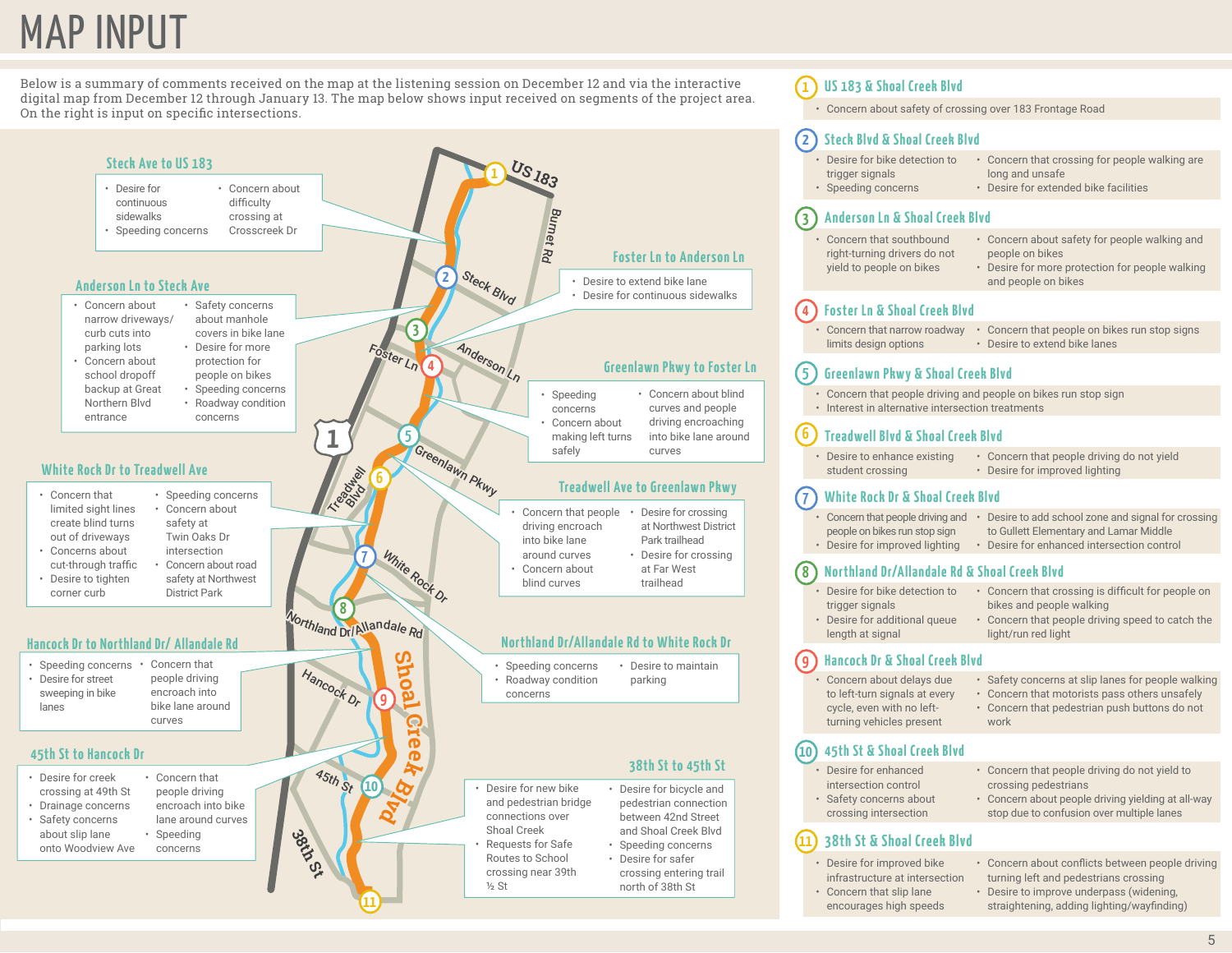# MAP INPUT

Below is a summary of comments received on the map at the listening session on December 12 and via the interactive digital map from December 12 through January 13. The map below shows input received on segments of the project area. On the right is input on specific intersections.

## Segments

### Steck Ave to US 183
- Desire for continuous sidewalks
- Speeding concerns
- Concern about difficulty crossing at Crosscreek Dr

### Foster Ln to Anderson Ln
- Desire to extend bike lane
- Desire for continuous sidewalks

### Anderson Ln to Steck Ave
- Concern about narrow driveways/ curb cuts into parking lots
- Concern about school dropoff backup at Great Northern Blvd entrance
- Safety concerns about manhole covers in bike lane
- Desire for more protection for people on bikes
- Speeding concerns
- Roadway condition concerns

### Greenlawn Pkwy to Foster Ln
- Speeding concerns
- Concern about making left turns safely
- Concern about blind curves and people driving encroaching into bike lane around curves

### White Rock Dr to Treadwell Ave
- Concern that limited sight lines create blind turns out of driveways
- Concerns about cut-through traffic
- Desire to tighten corner curb
- Speeding concerns
- Concern about safety at Twin Oaks Dr intersection
- Concern about road safety at Northwest District Park

### Treadwell Ave to Greenlawn Pkwy
- Concern that people driving encroach into bike lane around curves
- Concern about blind curves
- Desire for crossing at Northwest District Park trailhead
- Desire for crossing at Far West trailhead

### Hancock Dr to Northland Dr/ Allandale Rd
- Speeding concerns
- Desire for street sweeping in bike lanes
- Concern that people driving encroach into bike lane around curves

### Northland Dr/Allandale Rd to White Rock Dr
- Speeding concerns
- Roadway condition concerns
- Desire to maintain parking

### 45th St to Hancock Dr
- Desire for creek crossing at 49th St
- Drainage concerns
- Safety concerns about slip lane onto Woodview Ave
- Concern that people driving encroach into bike lane around curves
- Speeding concerns

### 38th St to 45th St
- Desire for new bike and pedestrian bridge connections over Shoal Creek
- Requests for Safe Routes to School crossing near 39th ½ St
- Desire for bicycle and pedestrian connection between 42nd Street and Shoal Creek Blvd
- Speeding concerns
- Desire for safer crossing entering trail north of 38th St

## Intersections

### 1 US 183 & Shoal Creek Blvd
- Concern about safety of crossing over 183 Frontage Road

### 2 Steck Blvd & Shoal Creek Blvd
- Desire for bike detection to trigger signals
- Speeding concerns
- Concern that crossing for people walking are long and unsafe
- Desire for extended bike facilities

### 3 Anderson Ln & Shoal Creek Blvd
- Concern that southbound right-turning drivers do not yield to people on bikes
- Concern about safety for people walking and people on bikes
- Desire for more protection for people walking and people on bikes

### 4 Foster Ln & Shoal Creek Blvd
- Concern that narrow roadway limits design options
- Concern that people on bikes run stop signs
- Desire to extend bike lanes

### 5 Greenlawn Pkwy & Shoal Creek Blvd
- Concern that people driving and people on bikes run stop sign
- Interest in alternative intersection treatments

### 6 Treadwell Blvd & Shoal Creek Blvd
- Desire to enhance existing student crossing
- Concern that people driving do not yield
- Desire for improved lighting

### 7 White Rock Dr & Shoal Creek Blvd
- Concern that people driving and people on bikes run stop sign
- Desire for improved lighting
- Desire to add school zone and signal for crossing to Gullett Elementary and Lamar Middle
- Desire for enhanced intersection control

### 8 Northland Dr/Allandale Rd & Shoal Creek Blvd
- Desire for bike detection to trigger signals
- Desire for additional queue length at signal
- Concern that crossing is difficult for people on bikes and people walking
- Concern that people driving speed to catch the light/run red light

### 9 Hancock Dr & Shoal Creek Blvd
- Concern about delays due to left-turn signals at every cycle, even with no left-turning vehicles present
- Safety concerns at slip lanes for people walking
- Concern that motorists pass others unsafely
- Concern that pedestrian push buttons do not work

### 10 45th St & Shoal Creek Blvd
- Desire for enhanced intersection control
- Safety concerns about crossing intersection
- Concern that people driving do not yield to crossing pedestrians
- Concern about people driving yielding at all-way stop due to confusion over multiple lanes

### 11 38th St & Shoal Creek Blvd
- Desire for improved bike infrastructure at intersection
- Concern that slip lane encourages high speeds
- Concern about conflicts between people driving turning left and pedestrians crossing
- Desire to improve underpass (widening, straightening, adding lighting/wayfinding)

US 183
Burnet Rd
Steck Blvd
Foster Ln
Anderson Ln
Greenlawn Pkwy
Treadwell Blvd
White Rock Dr
Northland Dr/Allandale Rd
Hancock Dr
Shoal Creek Blvd
45th St
38th St